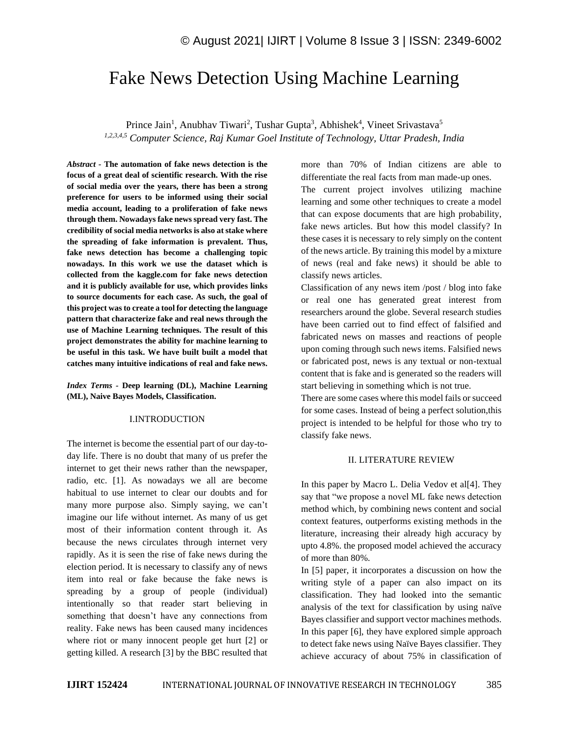# Fake News Detection Using Machine Learning

Prince Jain[1], Anubhav Tiwari[2], Tushar Gupta[3], Abhishek[4], Vineet Srivastava[5]

*[1,2,3,4,5] Computer Science, Raj Kumar Goel Institute of Technology, Uttar Pradesh, India*

***Abstract* - The automation of fake news detection is the focus of a great deal of scientific research. With the rise of social media over the years, there has been a strong preference for users to be informed using their social media account, leading to a proliferation of fake news through them. Nowadays fake news spread very fast. The credibility of social media networks is also at stake where the spreading of fake information is prevalent. Thus, fake news detection has become a challenging topic nowadays. In this work we use the dataset which is collected from the kaggle.com for fake news detection and it is publicly available for use, which provides links to source documents for each case. As such, the goal of this project was to create a tool for detecting the language pattern that characterize fake and real news through the use of Machine Learning techniques. The result of this project demonstrates the ability for machine learning to be useful in this task. We have built built a model that catches many intuitive indications of real and fake news.**

***Index Terms* - Deep learning (DL), Machine Learning (ML), Naive Bayes Models, Classification.**

## I.INTRODUCTION

The internet is become the essential part of our day-to-day life. There is no doubt that many of us prefer the internet to get their news rather than the newspaper, radio, etc. [1]. As nowadays we all are become habitual to use internet to clear our doubts and for many more purpose also. Simply saying, we can't imagine our life without internet. As many of us get most of their information content through it. As because the news circulates through internet very rapidly. As it is seen the rise of fake news during the election period. It is necessary to classify any of news item into real or fake because the fake news is spreading by a group of people (individual) intentionally so that reader start believing in something that doesn't have any connections from reality. Fake news has been caused many incidences where riot or many innocent people get hurt [2] or getting killed. A research [3] by the BBC resulted that more than 70% of Indian citizens are able to differentiate the real facts from man made-up ones.

The current project involves utilizing machine learning and some other techniques to create a model that can expose documents that are high probability, fake news articles. But how this model classify? In these cases it is necessary to rely simply on the content of the news article. By training this model by a mixture of news (real and fake news) it should be able to classify news articles.

Classification of any news item /post / blog into fake or real one has generated great interest from researchers around the globe. Several research studies have been carried out to find effect of falsified and fabricated news on masses and reactions of people upon coming through such news items. Falsified news or fabricated post, news is any textual or non-textual content that is fake and is generated so the readers will start believing in something which is not true.

There are some cases where this model fails or succeed for some cases. Instead of being a perfect solution,this project is intended to be helpful for those who try to classify fake news.

## II. LITERATURE REVIEW

In this paper by Macro L. Delia Vedov et al[4]. They say that "we propose a novel ML fake news detection method which, by combining news content and social context features, outperforms existing methods in the literature, increasing their already high accuracy by upto 4.8%. the proposed model achieved the accuracy of more than 80%.

In [5] paper, it incorporates a discussion on how the writing style of a paper can also impact on its classification. They had looked into the semantic analysis of the text for classification by using naïve Bayes classifier and support vector machines methods.

In this paper [6], they have explored simple approach to detect fake news using Naïve Bayes classifier. They achieve accuracy of about 75% in classification of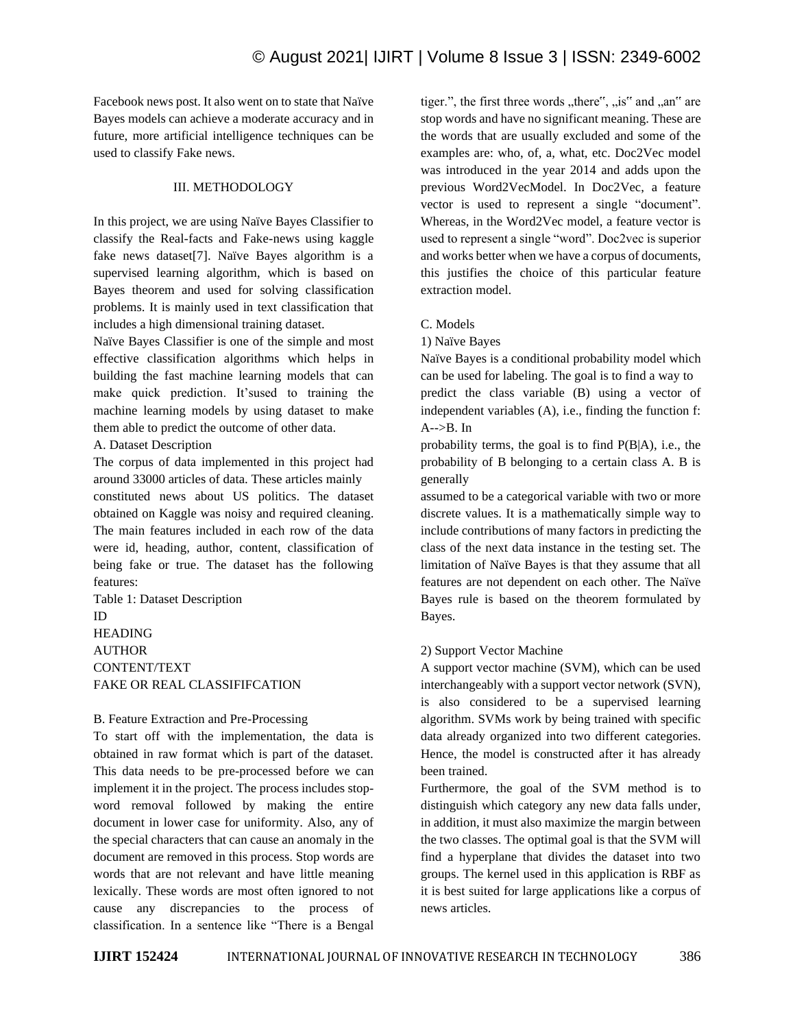Facebook news post. It also went on to state that Naïve Bayes models can achieve a moderate accuracy and in future, more artificial intelligence techniques can be used to classify Fake news.

## III. METHODOLOGY

In this project, we are using Naïve Bayes Classifier to classify the Real-facts and Fake-news using kaggle fake news dataset[7]. Naïve Bayes algorithm is a supervised learning algorithm, which is based on Bayes theorem and used for solving classification problems. It is mainly used in text classification that includes a high dimensional training dataset.

Naïve Bayes Classifier is one of the simple and most effective classification algorithms which helps in building the fast machine learning models that can make quick prediction. It'sused to training the machine learning models by using dataset to make them able to predict the outcome of other data.

### A. Dataset Description

The corpus of data implemented in this project had around 33000 articles of data. These articles mainly constituted news about US politics. The dataset obtained on Kaggle was noisy and required cleaning. The main features included in each row of the data were id, heading, author, content, classification of being fake or true. The dataset has the following features:

Table 1: Dataset Description

| |
|---|
| ID |
| HEADING |
| AUTHOR |
| CONTENT/TEXT |
| FAKE OR REAL CLASSIFIFCATION |

### B. Feature Extraction and Pre-Processing

To start off with the implementation, the data is obtained in raw format which is part of the dataset. This data needs to be pre-processed before we can implement it in the project. The process includes stop-word removal followed by making the entire document in lower case for uniformity. Also, any of the special characters that can cause an anomaly in the document are removed in this process. Stop words are words that are not relevant and have little meaning lexically. These words are most often ignored to not cause any discrepancies to the process of classification. In a sentence like "There is a Bengal tiger.", the first three words „there", „is" and „an" are stop words and have no significant meaning. These are the words that are usually excluded and some of the examples are: who, of, a, what, etc. Doc2Vec model was introduced in the year 2014 and adds upon the previous Word2VecModel. In Doc2Vec, a feature vector is used to represent a single "document". Whereas, in the Word2Vec model, a feature vector is used to represent a single "word". Doc2vec is superior and works better when we have a corpus of documents, this justifies the choice of this particular feature extraction model.

### C. Models

#### 1) Naïve Bayes

Naïve Bayes is a conditional probability model which can be used for labeling. The goal is to find a way to predict the class variable (B) using a vector of independent variables (A), i.e., finding the function f: A-->B. In probability terms, the goal is to find P(B|A), i.e., the probability of B belonging to a certain class A. B is generally assumed to be a categorical variable with two or more discrete values. It is a mathematically simple way to include contributions of many factors in predicting the class of the next data instance in the testing set. The limitation of Naïve Bayes is that they assume that all features are not dependent on each other. The Naïve Bayes rule is based on the theorem formulated by Bayes.

#### 2) Support Vector Machine

A support vector machine (SVM), which can be used interchangeably with a support vector network (SVN), is also considered to be a supervised learning algorithm. SVMs work by being trained with specific data already organized into two different categories. Hence, the model is constructed after it has already been trained.

Furthermore, the goal of the SVM method is to distinguish which category any new data falls under, in addition, it must also maximize the margin between the two classes. The optimal goal is that the SVM will find a hyperplane that divides the dataset into two groups. The kernel used in this application is RBF as it is best suited for large applications like a corpus of news articles.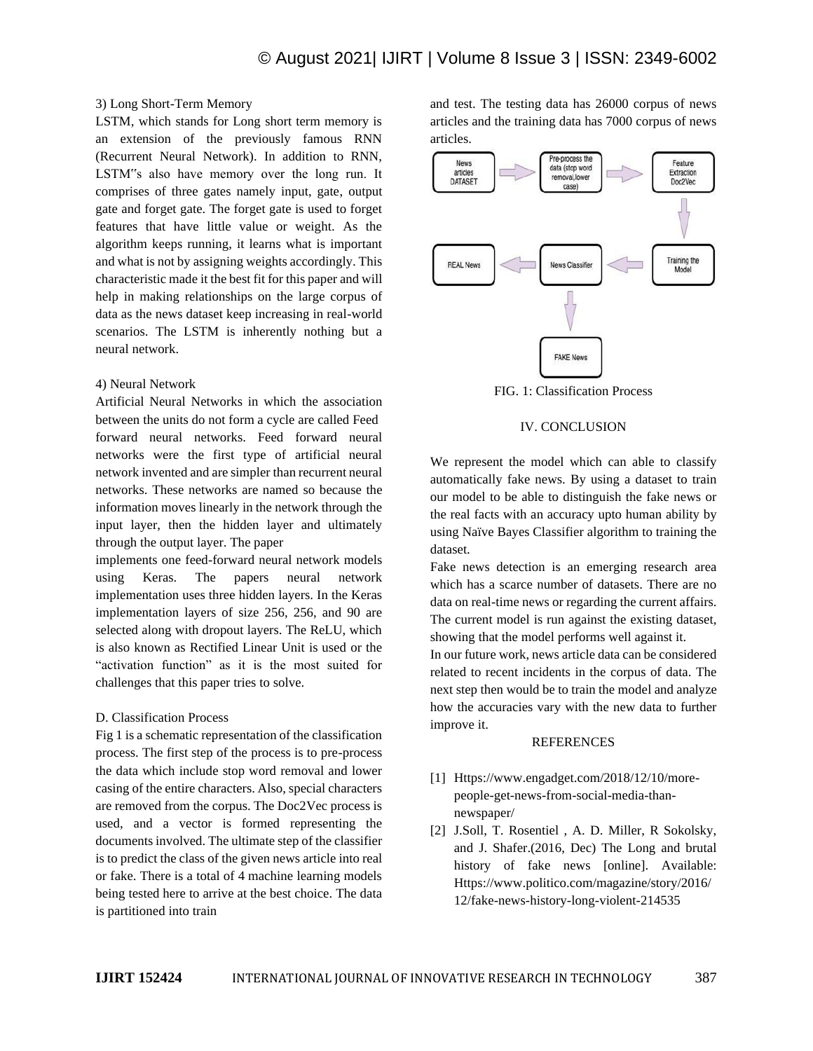3) Long Short-Term Memory

LSTM, which stands for Long short term memory is an extension of the previously famous RNN (Recurrent Neural Network). In addition to RNN, LSTM"s also have memory over the long run. It comprises of three gates namely input, gate, output gate and forget gate. The forget gate is used to forget features that have little value or weight. As the algorithm keeps running, it learns what is important and what is not by assigning weights accordingly. This characteristic made it the best fit for this paper and will help in making relationships on the large corpus of data as the news dataset keep increasing in real-world scenarios. The LSTM is inherently nothing but a neural network.

4) Neural Network

Artificial Neural Networks in which the association between the units do not form a cycle are called Feed forward neural networks. Feed forward neural networks were the first type of artificial neural network invented and are simpler than recurrent neural networks. These networks are named so because the information moves linearly in the network through the input layer, then the hidden layer and ultimately through the output layer. The paper implements one feed-forward neural network models using Keras. The papers neural network implementation uses three hidden layers. In the Keras implementation layers of size 256, 256, and 90 are selected along with dropout layers. The ReLU, which is also known as Rectified Linear Unit is used or the "activation function" as it is the most suited for challenges that this paper tries to solve.

D. Classification Process

Fig 1 is a schematic representation of the classification process. The first step of the process is to pre-process the data which include stop word removal and lower casing of the entire characters. Also, special characters are removed from the corpus. The Doc2Vec process is used, and a vector is formed representing the documents involved. The ultimate step of the classifier is to predict the class of the given news article into real or fake. There is a total of 4 machine learning models being tested here to arrive at the best choice. The data is partitioned into train and test. The testing data has 26000 corpus of news articles and the training data has 7000 corpus of news articles.

News articles DATASET → Pre-process the data (stop word removal, lower case) → Feature Extraction Doc2Vec → Training the Model → News Classifier → REAL News / FAKE News

FIG. 1: Classification Process

## IV. CONCLUSION

We represent the model which can able to classify automatically fake news. By using a dataset to train our model to be able to distinguish the fake news or the real facts with an accuracy upto human ability by using Naïve Bayes Classifier algorithm to training the dataset.

Fake news detection is an emerging research area which has a scarce number of datasets. There are no data on real-time news or regarding the current affairs. The current model is run against the existing dataset, showing that the model performs well against it.

In our future work, news article data can be considered related to recent incidents in the corpus of data. The next step then would be to train the model and analyze how the accuracies vary with the new data to further improve it.

## REFERENCES

[1] Https://www.engadget.com/2018/12/10/more-people-get-news-from-social-media-than-newspaper/

[2] J.Soll, T. Rosentiel , A. D. Miller, R Sokolsky, and J. Shafer.(2016, Dec) The Long and brutal history of fake news [online]. Available: Https://www.politico.com/magazine/story/2016/12/fake-news-history-long-violent-214535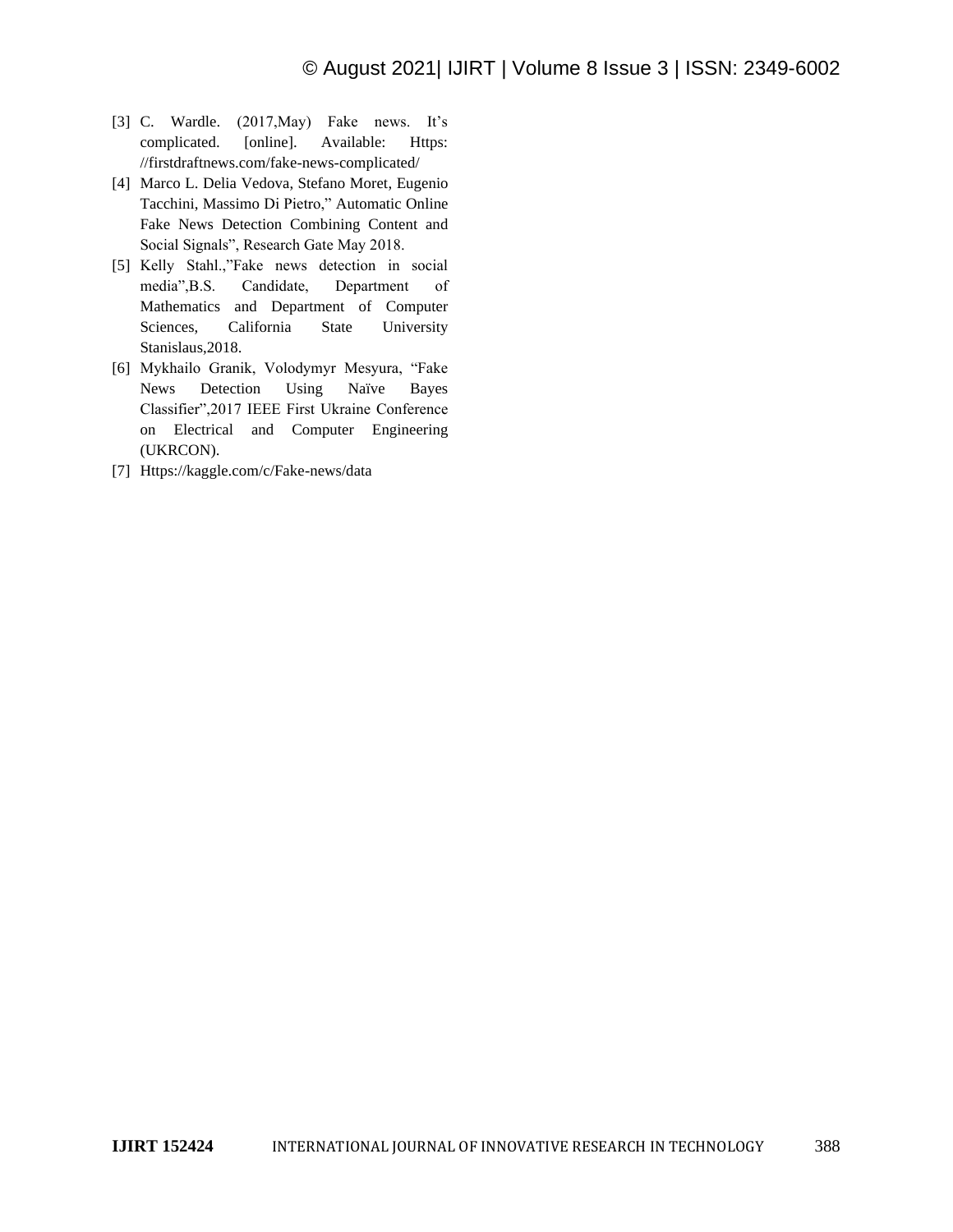[3] C. Wardle. (2017,May) Fake news. It's complicated. [online]. Available: Https: //firstdraftnews.com/fake-news-complicated/

[4] Marco L. Delia Vedova, Stefano Moret, Eugenio Tacchini, Massimo Di Pietro," Automatic Online Fake News Detection Combining Content and Social Signals", Research Gate May 2018.

[5] Kelly Stahl.,"Fake news detection in social media",B.S. Candidate, Department of Mathematics and Department of Computer Sciences, California State University Stanislaus,2018.

[6] Mykhailo Granik, Volodymyr Mesyura, "Fake News Detection Using Naïve Bayes Classifier",2017 IEEE First Ukraine Conference on Electrical and Computer Engineering (UKRCON).

[7] Https://kaggle.com/c/Fake-news/data